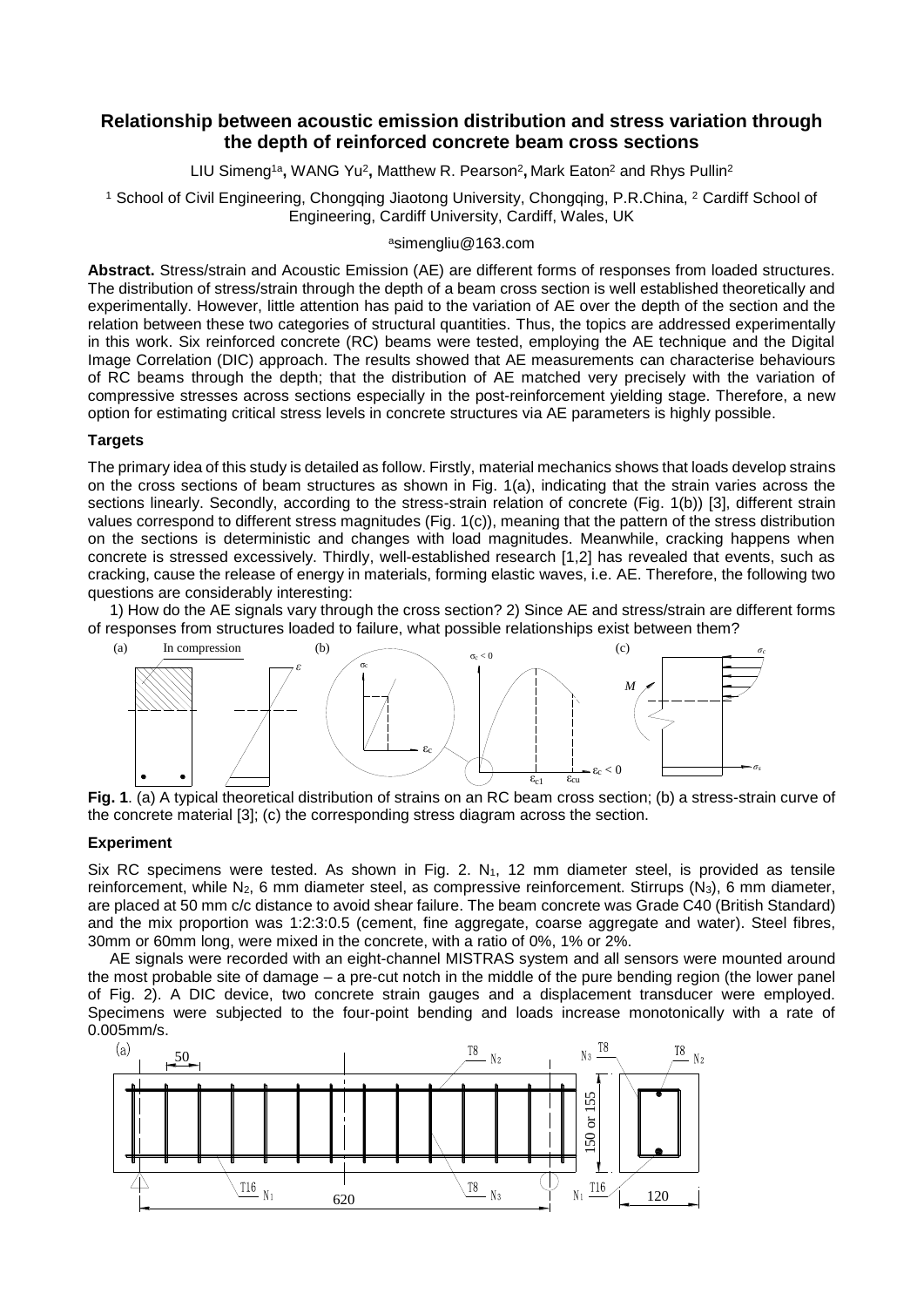# Relationship between acoustic emission distribution and stress variation through the depth of reinforced concrete beam cross sections

LIU Simeng[1a], WANG Yu[2], Matthew R. Pearson[2], Mark Eaton[2] and Rhys Pullin[2]

[1] School of Civil Engineering, Chongqing Jiaotong University, Chongqing, P.R.China, [2] Cardiff School of Engineering, Cardiff University, Cardiff, Wales, UK

[a]simengliu@163.com

**Abstract.** Stress/strain and Acoustic Emission (AE) are different forms of responses from loaded structures. The distribution of stress/strain through the depth of a beam cross section is well established theoretically and experimentally. However, little attention has paid to the variation of AE over the depth of the section and the relation between these two categories of structural quantities. Thus, the topics are addressed experimentally in this work. Six reinforced concrete (RC) beams were tested, employing the AE technique and the Digital Image Correlation (DIC) approach. The results showed that AE measurements can characterise behaviours of RC beams through the depth; that the distribution of AE matched very precisely with the variation of compressive stresses across sections especially in the post-reinforcement yielding stage. Therefore, a new option for estimating critical stress levels in concrete structures via AE parameters is highly possible.

## Targets

The primary idea of this study is detailed as follow. Firstly, material mechanics shows that loads develop strains on the cross sections of beam structures as shown in Fig. 1(a), indicating that the strain varies across the sections linearly. Secondly, according to the stress-strain relation of concrete (Fig. 1(b)) [3], different strain values correspond to different stress magnitudes (Fig. 1(c)), meaning that the pattern of the stress distribution on the sections is deterministic and changes with load magnitudes. Meanwhile, cracking happens when concrete is stressed excessively. Thirdly, well-established research [1,2] has revealed that events, such as cracking, cause the release of energy in materials, forming elastic waves, i.e. AE. Therefore, the following two questions are considerably interesting:

1) How do the AE signals vary through the cross section? 2) Since AE and stress/strain are different forms of responses from structures loaded to failure, what possible relationships exist between them?

**Fig. 1**. (a) A typical theoretical distribution of strains on an RC beam cross section; (b) a stress-strain curve of the concrete material [3]; (c) the corresponding stress diagram across the section.

## Experiment

Six RC specimens were tested. As shown in Fig. 2. $N_1$, 12 mm diameter steel, is provided as tensile reinforcement, while $N_2$, 6 mm diameter steel, as compressive reinforcement. Stirrups ($N_3$), 6 mm diameter, are placed at 50 mm c/c distance to avoid shear failure. The beam concrete was Grade C40 (British Standard) and the mix proportion was 1:2:3:0.5 (cement, fine aggregate, coarse aggregate and water). Steel fibres, 30mm or 60mm long, were mixed in the concrete, with a ratio of 0%, 1% or 2%.

AE signals were recorded with an eight-channel MISTRAS system and all sensors were mounted around the most probable site of damage – a pre-cut notch in the middle of the pure bending region (the lower panel of Fig. 2). A DIC device, two concrete strain gauges and a displacement transducer were employed. Specimens were subjected to the four-point bending and loads increase monotonically with a rate of 0.005mm/s.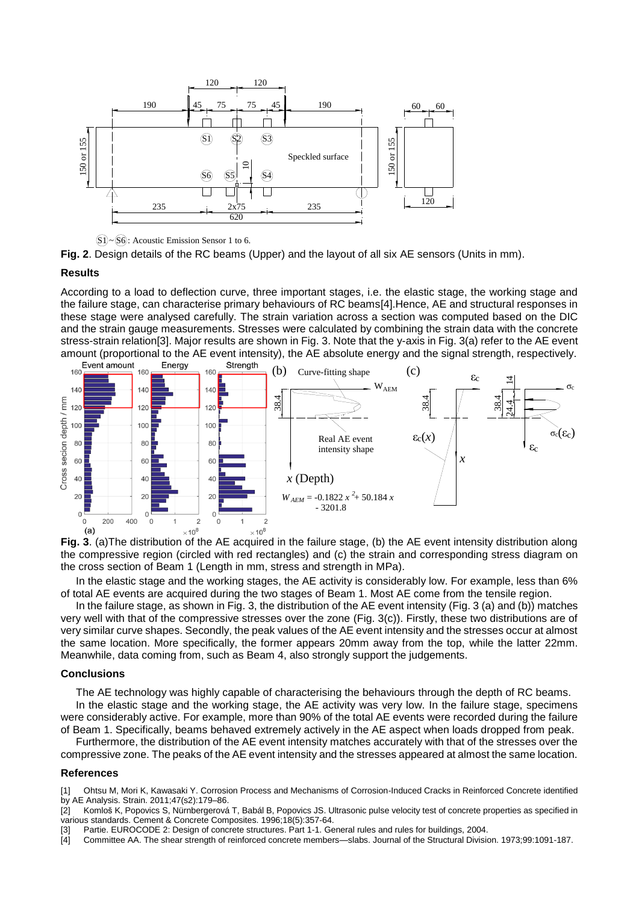120 120

190 45 75 75 45 190

60 60

150 or 155

S1 S2 S3

Speckled surface

10

S6 S5 S4

150 or 155

235 2x75 235

620

120

S1 ~ S6 : Acoustic Emission Sensor 1 to 6.

**Fig. 2**. Design details of the RC beams (Upper) and the layout of all six AE sensors (Units in mm).

## Results

According to a load to deflection curve, three important stages, i.e. the elastic stage, the working stage and the failure stage, can characterise primary behaviours of RC beams[4].Hence, AE and structural responses in these stage were analysed carefully. The strain variation across a section was computed based on the DIC and the strain gauge measurements. Stresses were calculated by combining the strain data with the concrete stress-strain relation[3]. Major results are shown in Fig. 3. Note that the y-axis in Fig. 3(a) refer to the AE event amount (proportional to the AE event intensity), the AE absolute energy and the signal strength, respectively.

Event amount Energy Strength

Cross secion depth / mm

160 140 120 100 80 60 40 20 0

0 200 400

0 1 2 $\times 10^8$

0 1 2 $\times 10^8$

(a)

(b) Curve-fitting shape

$W_{AEM}$

38.4

Real AE event intensity shape

$x$ (Depth)

$W_{AEM} = -0.1822\,x^2 + 50.184\,x - 3201.8$

(c)

$\varepsilon_c$

38.4

$\varepsilon_c(x)$

$x$

14

38.4

24.4

$\sigma_c$

$\sigma_c(\varepsilon_c)$

$\varepsilon_c$

**Fig. 3**. (a)The distribution of the AE acquired in the failure stage, (b) the AE event intensity distribution along the compressive region (circled with red rectangles) and (c) the strain and corresponding stress diagram on the cross section of Beam 1 (Length in mm, stress and strength in MPa).

In the elastic stage and the working stages, the AE activity is considerably low. For example, less than 6% of total AE events are acquired during the two stages of Beam 1. Most AE come from the tensile region.

In the failure stage, as shown in Fig. 3, the distribution of the AE event intensity (Fig. 3 (a) and (b)) matches very well with that of the compressive stresses over the zone (Fig. 3(c)). Firstly, these two distributions are of very similar curve shapes. Secondly, the peak values of the AE event intensity and the stresses occur at almost the same location. More specifically, the former appears 20mm away from the top, while the latter 22mm. Meanwhile, data coming from, such as Beam 4, also strongly support the judgements.

## Conclusions

The AE technology was highly capable of characterising the behaviours through the depth of RC beams.

In the elastic stage and the working stage, the AE activity was very low. In the failure stage, specimens were considerably active. For example, more than 90% of the total AE events were recorded during the failure of Beam 1. Specifically, beams behaved extremely actively in the AE aspect when loads dropped from peak.

Furthermore, the distribution of the AE event intensity matches accurately with that of the stresses over the compressive zone. The peaks of the AE event intensity and the stresses appeared at almost the same location.

## References

[1] Ohtsu M, Mori K, Kawasaki Y. Corrosion Process and Mechanisms of Corrosion-Induced Cracks in Reinforced Concrete identified by AE Analysis. Strain. 2011;47(s2):179–86.

[2] Komloš K, Popovics S, Nürnbergerová T, Babál B, Popovics JS. Ultrasonic pulse velocity test of concrete properties as specified in various standards. Cement & Concrete Composites. 1996;18(5):357-64.

[3] Partie. EUROCODE 2: Design of concrete structures. Part 1-1. General rules and rules for buildings, 2004.

[4] Committee AA. The shear strength of reinforced concrete members—slabs. Journal of the Structural Division. 1973;99:1091-187.